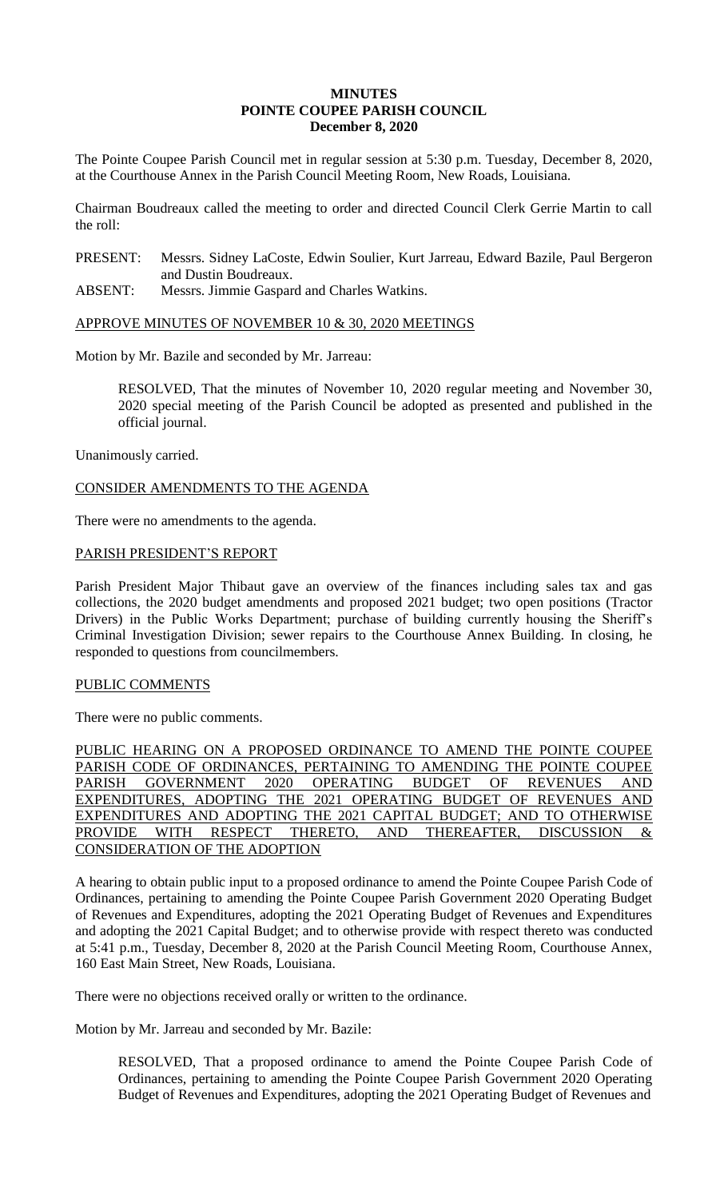# MINUTES
# POINTE COUPEE PARISH COUNCIL
## December 8, 2020

The Pointe Coupee Parish Council met in regular session at 5:30 p.m. Tuesday, December 8, 2020, at the Courthouse Annex in the Parish Council Meeting Room, New Roads, Louisiana.

Chairman Boudreaux called the meeting to order and directed Council Clerk Gerrie Martin to call the roll:

PRESENT: Messrs. Sidney LaCoste, Edwin Soulier, Kurt Jarreau, Edward Bazile, Paul Bergeron and Dustin Boudreaux.

ABSENT: Messrs. Jimmie Gaspard and Charles Watkins.

<u>APPROVE MINUTES OF NOVEMBER 10 & 30, 2020 MEETINGS</u>

Motion by Mr. Bazile and seconded by Mr. Jarreau:

> RESOLVED, That the minutes of November 10, 2020 regular meeting and November 30, 2020 special meeting of the Parish Council be adopted as presented and published in the official journal.

Unanimously carried.

<u>CONSIDER AMENDMENTS TO THE AGENDA</u>

There were no amendments to the agenda.

<u>PARISH PRESIDENT'S REPORT</u>

Parish President Major Thibaut gave an overview of the finances including sales tax and gas collections, the 2020 budget amendments and proposed 2021 budget; two open positions (Tractor Drivers) in the Public Works Department; purchase of building currently housing the Sheriff's Criminal Investigation Division; sewer repairs to the Courthouse Annex Building. In closing, he responded to questions from councilmembers.

<u>PUBLIC COMMENTS</u>

There were no public comments.

<u>PUBLIC HEARING ON A PROPOSED ORDINANCE TO AMEND THE POINTE COUPEE PARISH CODE OF ORDINANCES, PERTAINING TO AMENDING THE POINTE COUPEE PARISH GOVERNMENT 2020 OPERATING BUDGET OF REVENUES AND EXPENDITURES, ADOPTING THE 2021 OPERATING BUDGET OF REVENUES AND EXPENDITURES AND ADOPTING THE 2021 CAPITAL BUDGET; AND TO OTHERWISE PROVIDE WITH RESPECT THERETO, AND THEREAFTER, DISCUSSION & CONSIDERATION OF THE ADOPTION</u>

A hearing to obtain public input to a proposed ordinance to amend the Pointe Coupee Parish Code of Ordinances, pertaining to amending the Pointe Coupee Parish Government 2020 Operating Budget of Revenues and Expenditures, adopting the 2021 Operating Budget of Revenues and Expenditures and adopting the 2021 Capital Budget; and to otherwise provide with respect thereto was conducted at 5:41 p.m., Tuesday, December 8, 2020 at the Parish Council Meeting Room, Courthouse Annex, 160 East Main Street, New Roads, Louisiana.

There were no objections received orally or written to the ordinance.

Motion by Mr. Jarreau and seconded by Mr. Bazile:

> RESOLVED, That a proposed ordinance to amend the Pointe Coupee Parish Code of Ordinances, pertaining to amending the Pointe Coupee Parish Government 2020 Operating Budget of Revenues and Expenditures, adopting the 2021 Operating Budget of Revenues and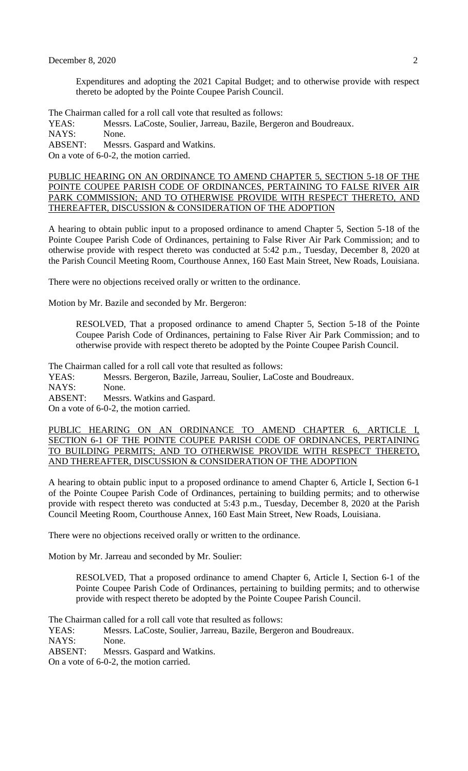Expenditures and adopting the 2021 Capital Budget; and to otherwise provide with respect thereto be adopted by the Pointe Coupee Parish Council.

The Chairman called for a roll call vote that resulted as follows:
YEAS: Messrs. LaCoste, Soulier, Jarreau, Bazile, Bergeron and Boudreaux.
NAYS: None.
ABSENT: Messrs. Gaspard and Watkins.
On a vote of 6-0-2, the motion carried.

PUBLIC HEARING ON AN ORDINANCE TO AMEND CHAPTER 5, SECTION 5-18 OF THE POINTE COUPEE PARISH CODE OF ORDINANCES, PERTAINING TO FALSE RIVER AIR PARK COMMISSION; AND TO OTHERWISE PROVIDE WITH RESPECT THERETO, AND THEREAFTER, DISCUSSION & CONSIDERATION OF THE ADOPTION

A hearing to obtain public input to a proposed ordinance to amend Chapter 5, Section 5-18 of the Pointe Coupee Parish Code of Ordinances, pertaining to False River Air Park Commission; and to otherwise provide with respect thereto was conducted at 5:42 p.m., Tuesday, December 8, 2020 at the Parish Council Meeting Room, Courthouse Annex, 160 East Main Street, New Roads, Louisiana.

There were no objections received orally or written to the ordinance.

Motion by Mr. Bazile and seconded by Mr. Bergeron:

> RESOLVED, That a proposed ordinance to amend Chapter 5, Section 5-18 of the Pointe Coupee Parish Code of Ordinances, pertaining to False River Air Park Commission; and to otherwise provide with respect thereto be adopted by the Pointe Coupee Parish Council.

The Chairman called for a roll call vote that resulted as follows:
YEAS: Messrs. Bergeron, Bazile, Jarreau, Soulier, LaCoste and Boudreaux.
NAYS: None.
ABSENT: Messrs. Watkins and Gaspard.
On a vote of 6-0-2, the motion carried.

PUBLIC HEARING ON AN ORDINANCE TO AMEND CHAPTER 6, ARTICLE I, SECTION 6-1 OF THE POINTE COUPEE PARISH CODE OF ORDINANCES, PERTAINING TO BUILDING PERMITS; AND TO OTHERWISE PROVIDE WITH RESPECT THERETO, AND THEREAFTER, DISCUSSION & CONSIDERATION OF THE ADOPTION

A hearing to obtain public input to a proposed ordinance to amend Chapter 6, Article I, Section 6-1 of the Pointe Coupee Parish Code of Ordinances, pertaining to building permits; and to otherwise provide with respect thereto was conducted at 5:43 p.m., Tuesday, December 8, 2020 at the Parish Council Meeting Room, Courthouse Annex, 160 East Main Street, New Roads, Louisiana.

There were no objections received orally or written to the ordinance.

Motion by Mr. Jarreau and seconded by Mr. Soulier:

> RESOLVED, That a proposed ordinance to amend Chapter 6, Article I, Section 6-1 of the Pointe Coupee Parish Code of Ordinances, pertaining to building permits; and to otherwise provide with respect thereto be adopted by the Pointe Coupee Parish Council.

The Chairman called for a roll call vote that resulted as follows:
YEAS: Messrs. LaCoste, Soulier, Jarreau, Bazile, Bergeron and Boudreaux.
NAYS: None.
ABSENT: Messrs. Gaspard and Watkins.
On a vote of 6-0-2, the motion carried.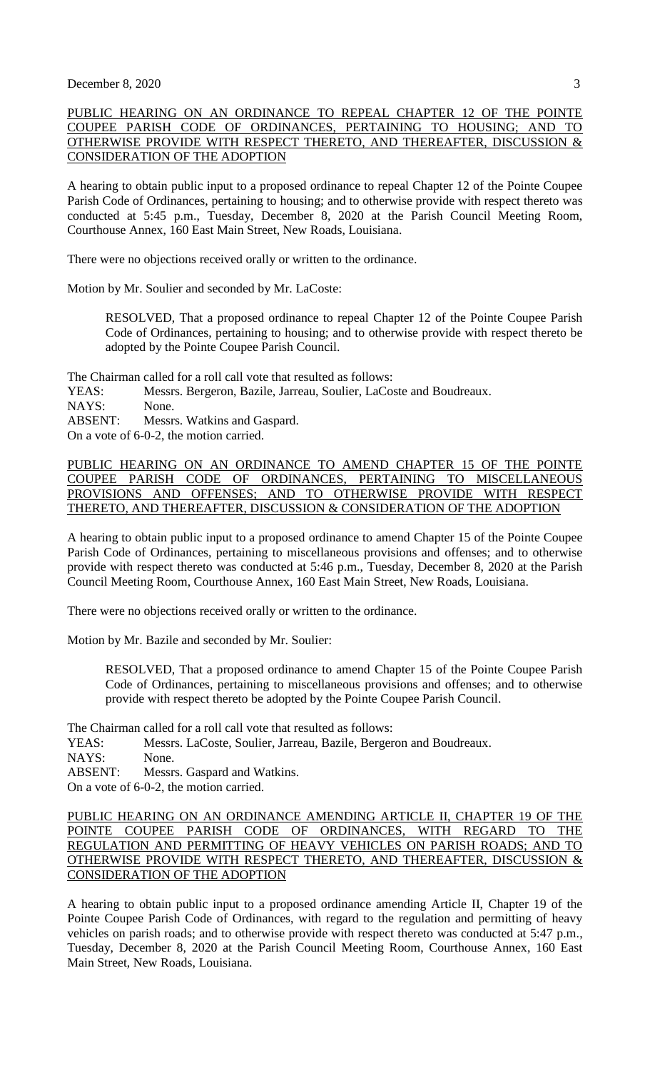PUBLIC HEARING ON AN ORDINANCE TO REPEAL CHAPTER 12 OF THE POINTE COUPEE PARISH CODE OF ORDINANCES, PERTAINING TO HOUSING; AND TO OTHERWISE PROVIDE WITH RESPECT THERETO, AND THEREAFTER, DISCUSSION & CONSIDERATION OF THE ADOPTION

A hearing to obtain public input to a proposed ordinance to repeal Chapter 12 of the Pointe Coupee Parish Code of Ordinances, pertaining to housing; and to otherwise provide with respect thereto was conducted at 5:45 p.m., Tuesday, December 8, 2020 at the Parish Council Meeting Room, Courthouse Annex, 160 East Main Street, New Roads, Louisiana.

There were no objections received orally or written to the ordinance.

Motion by Mr. Soulier and seconded by Mr. LaCoste:

> RESOLVED, That a proposed ordinance to repeal Chapter 12 of the Pointe Coupee Parish Code of Ordinances, pertaining to housing; and to otherwise provide with respect thereto be adopted by the Pointe Coupee Parish Council.

The Chairman called for a roll call vote that resulted as follows:
YEAS: Messrs. Bergeron, Bazile, Jarreau, Soulier, LaCoste and Boudreaux.
NAYS: None.
ABSENT: Messrs. Watkins and Gaspard.
On a vote of 6-0-2, the motion carried.

PUBLIC HEARING ON AN ORDINANCE TO AMEND CHAPTER 15 OF THE POINTE COUPEE PARISH CODE OF ORDINANCES, PERTAINING TO MISCELLANEOUS PROVISIONS AND OFFENSES; AND TO OTHERWISE PROVIDE WITH RESPECT THERETO, AND THEREAFTER, DISCUSSION & CONSIDERATION OF THE ADOPTION

A hearing to obtain public input to a proposed ordinance to amend Chapter 15 of the Pointe Coupee Parish Code of Ordinances, pertaining to miscellaneous provisions and offenses; and to otherwise provide with respect thereto was conducted at 5:46 p.m., Tuesday, December 8, 2020 at the Parish Council Meeting Room, Courthouse Annex, 160 East Main Street, New Roads, Louisiana.

There were no objections received orally or written to the ordinance.

Motion by Mr. Bazile and seconded by Mr. Soulier:

> RESOLVED, That a proposed ordinance to amend Chapter 15 of the Pointe Coupee Parish Code of Ordinances, pertaining to miscellaneous provisions and offenses; and to otherwise provide with respect thereto be adopted by the Pointe Coupee Parish Council.

The Chairman called for a roll call vote that resulted as follows:
YEAS: Messrs. LaCoste, Soulier, Jarreau, Bazile, Bergeron and Boudreaux.
NAYS: None.
ABSENT: Messrs. Gaspard and Watkins.
On a vote of 6-0-2, the motion carried.

PUBLIC HEARING ON AN ORDINANCE AMENDING ARTICLE II, CHAPTER 19 OF THE POINTE COUPEE PARISH CODE OF ORDINANCES, WITH REGARD TO THE REGULATION AND PERMITTING OF HEAVY VEHICLES ON PARISH ROADS; AND TO OTHERWISE PROVIDE WITH RESPECT THERETO, AND THEREAFTER, DISCUSSION & CONSIDERATION OF THE ADOPTION

A hearing to obtain public input to a proposed ordinance amending Article II, Chapter 19 of the Pointe Coupee Parish Code of Ordinances, with regard to the regulation and permitting of heavy vehicles on parish roads; and to otherwise provide with respect thereto was conducted at 5:47 p.m., Tuesday, December 8, 2020 at the Parish Council Meeting Room, Courthouse Annex, 160 East Main Street, New Roads, Louisiana.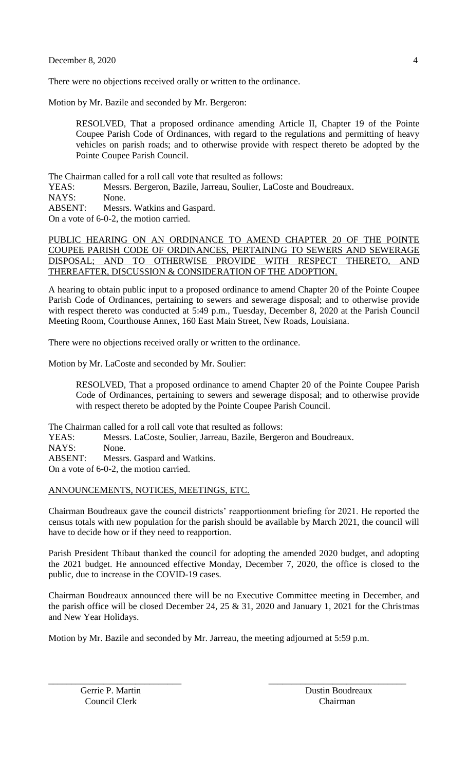There were no objections received orally or written to the ordinance.

Motion by Mr. Bazile and seconded by Mr. Bergeron:

> RESOLVED, That a proposed ordinance amending Article II, Chapter 19 of the Pointe Coupee Parish Code of Ordinances, with regard to the regulations and permitting of heavy vehicles on parish roads; and to otherwise provide with respect thereto be adopted by the Pointe Coupee Parish Council.

The Chairman called for a roll call vote that resulted as follows:
YEAS: Messrs. Bergeron, Bazile, Jarreau, Soulier, LaCoste and Boudreaux.
NAYS: None.
ABSENT: Messrs. Watkins and Gaspard.
On a vote of 6-0-2, the motion carried.

PUBLIC HEARING ON AN ORDINANCE TO AMEND CHAPTER 20 OF THE POINTE COUPEE PARISH CODE OF ORDINANCES, PERTAINING TO SEWERS AND SEWERAGE DISPOSAL; AND TO OTHERWISE PROVIDE WITH RESPECT THERETO, AND THEREAFTER, DISCUSSION & CONSIDERATION OF THE ADOPTION.

A hearing to obtain public input to a proposed ordinance to amend Chapter 20 of the Pointe Coupee Parish Code of Ordinances, pertaining to sewers and sewerage disposal; and to otherwise provide with respect thereto was conducted at 5:49 p.m., Tuesday, December 8, 2020 at the Parish Council Meeting Room, Courthouse Annex, 160 East Main Street, New Roads, Louisiana.

There were no objections received orally or written to the ordinance.

Motion by Mr. LaCoste and seconded by Mr. Soulier:

> RESOLVED, That a proposed ordinance to amend Chapter 20 of the Pointe Coupee Parish Code of Ordinances, pertaining to sewers and sewerage disposal; and to otherwise provide with respect thereto be adopted by the Pointe Coupee Parish Council.

The Chairman called for a roll call vote that resulted as follows:
YEAS: Messrs. LaCoste, Soulier, Jarreau, Bazile, Bergeron and Boudreaux.
NAYS: None.
ABSENT: Messrs. Gaspard and Watkins.
On a vote of 6-0-2, the motion carried.

ANNOUNCEMENTS, NOTICES, MEETINGS, ETC.

Chairman Boudreaux gave the council districts' reapportionment briefing for 2021. He reported the census totals with new population for the parish should be available by March 2021, the council will have to decide how or if they need to reapportion.

Parish President Thibaut thanked the council for adopting the amended 2020 budget, and adopting the 2021 budget. He announced effective Monday, December 7, 2020, the office is closed to the public, due to increase in the COVID-19 cases.

Chairman Boudreaux announced there will be no Executive Committee meeting in December, and the parish office will be closed December 24, 25 & 31, 2020 and January 1, 2021 for the Christmas and New Year Holidays.

Motion by Mr. Bazile and seconded by Mr. Jarreau, the meeting adjourned at 5:59 p.m.

\_\_\_\_\_\_\_\_\_\_\_\_\_\_\_\_\_\_\_\_\_\_\_\_\_\_\_\_
Gerrie P. Martin
Council Clerk

\_\_\_\_\_\_\_\_\_\_\_\_\_\_\_\_\_\_\_\_\_\_\_\_\_\_\_\_
Dustin Boudreaux
Chairman